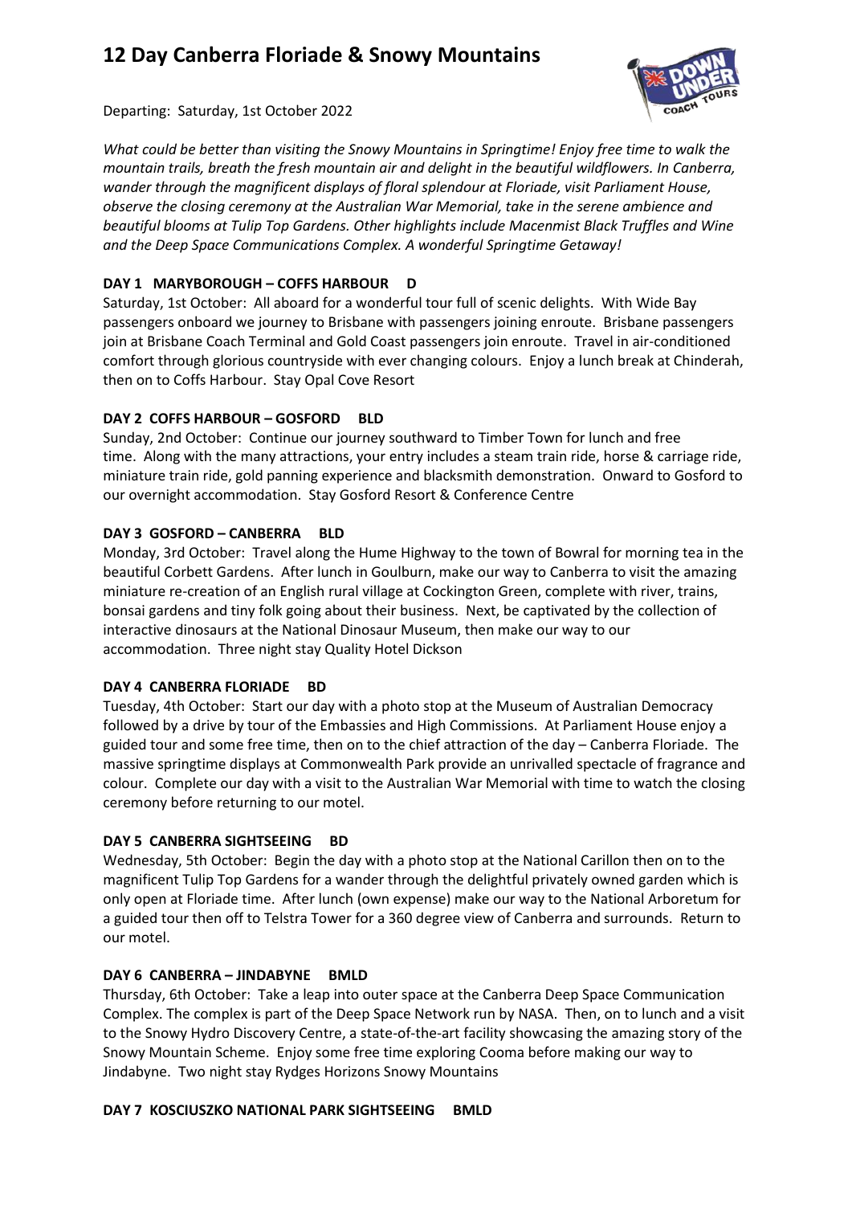# 12 Day Canberra Floriade & Snowy Mountains

Departing: Saturday, 1st October 2022

*What could be better than visiting the Snowy Mountains in Springtime! Enjoy free time to walk the mountain trails, breath the fresh mountain air and delight in the beautiful wildflowers. In Canberra, wander through the magnificent displays of floral splendour at Floriade, visit Parliament House, observe the closing ceremony at the Australian War Memorial, take in the serene ambience and beautiful blooms at Tulip Top Gardens. Other highlights include Macenmist Black Truffles and Wine and the Deep Space Communications Complex. A wonderful Springtime Getaway!*

**DAY 1 MARYBOROUGH – COFFS HARBOUR D**

Saturday, 1st October: All aboard for a wonderful tour full of scenic delights. With Wide Bay passengers onboard we journey to Brisbane with passengers joining enroute. Brisbane passengers join at Brisbane Coach Terminal and Gold Coast passengers join enroute. Travel in air-conditioned comfort through glorious countryside with ever changing colours. Enjoy a lunch break at Chinderah, then on to Coffs Harbour. Stay Opal Cove Resort

**DAY 2 COFFS HARBOUR – GOSFORD BLD**

Sunday, 2nd October: Continue our journey southward to Timber Town for lunch and free time. Along with the many attractions, your entry includes a steam train ride, horse & carriage ride, miniature train ride, gold panning experience and blacksmith demonstration. Onward to Gosford to our overnight accommodation. Stay Gosford Resort & Conference Centre

**DAY 3 GOSFORD – CANBERRA BLD**

Monday, 3rd October: Travel along the Hume Highway to the town of Bowral for morning tea in the beautiful Corbett Gardens. After lunch in Goulburn, make our way to Canberra to visit the amazing miniature re-creation of an English rural village at Cockington Green, complete with river, trains, bonsai gardens and tiny folk going about their business. Next, be captivated by the collection of interactive dinosaurs at the National Dinosaur Museum, then make our way to our accommodation. Three night stay Quality Hotel Dickson

**DAY 4 CANBERRA FLORIADE BD**

Tuesday, 4th October: Start our day with a photo stop at the Museum of Australian Democracy followed by a drive by tour of the Embassies and High Commissions. At Parliament House enjoy a guided tour and some free time, then on to the chief attraction of the day – Canberra Floriade. The massive springtime displays at Commonwealth Park provide an unrivalled spectacle of fragrance and colour. Complete our day with a visit to the Australian War Memorial with time to watch the closing ceremony before returning to our motel.

**DAY 5 CANBERRA SIGHTSEEING BD**

Wednesday, 5th October: Begin the day with a photo stop at the National Carillon then on to the magnificent Tulip Top Gardens for a wander through the delightful privately owned garden which is only open at Floriade time. After lunch (own expense) make our way to the National Arboretum for a guided tour then off to Telstra Tower for a 360 degree view of Canberra and surrounds. Return to our motel.

**DAY 6 CANBERRA – JINDABYNE BMLD**

Thursday, 6th October: Take a leap into outer space at the Canberra Deep Space Communication Complex. The complex is part of the Deep Space Network run by NASA. Then, on to lunch and a visit to the Snowy Hydro Discovery Centre, a state-of-the-art facility showcasing the amazing story of the Snowy Mountain Scheme. Enjoy some free time exploring Cooma before making our way to Jindabyne. Two night stay Rydges Horizons Snowy Mountains

**DAY 7 KOSCIUSZKO NATIONAL PARK SIGHTSEEING BMLD**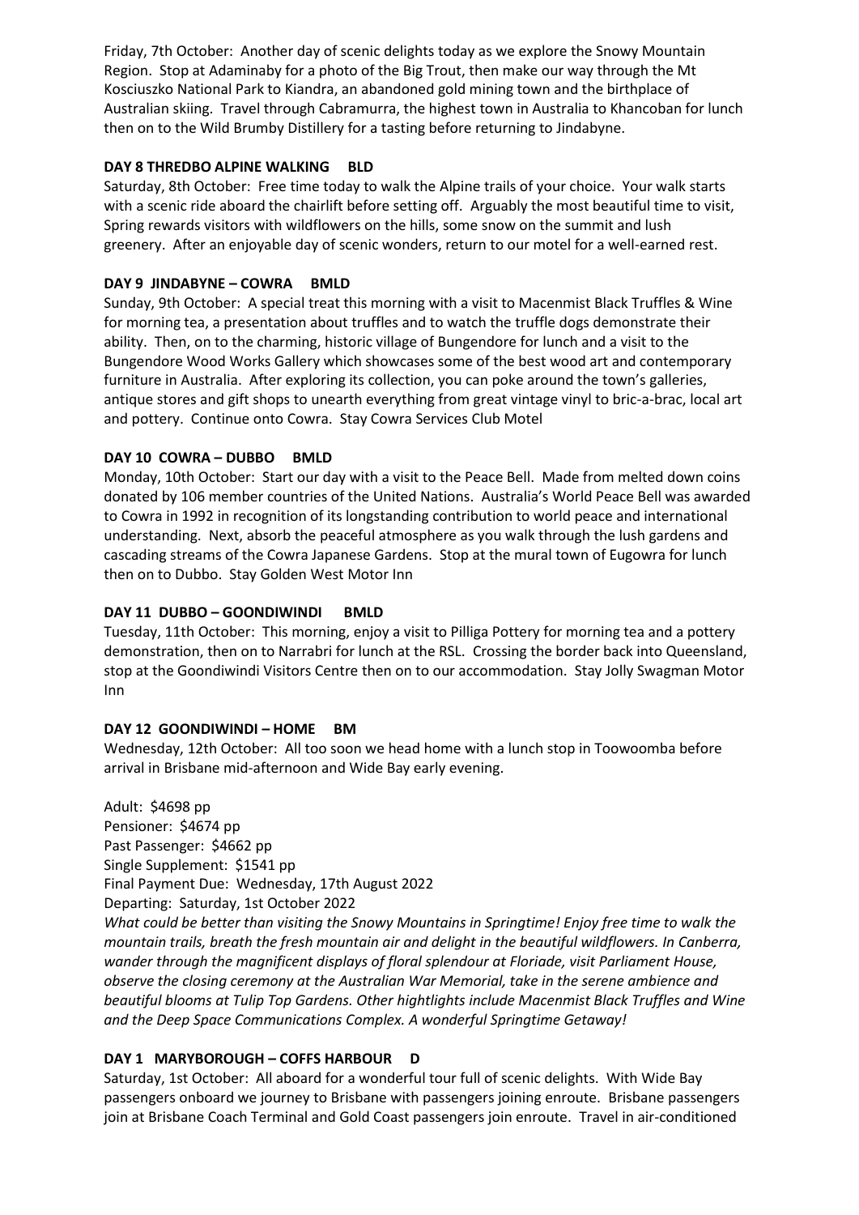Friday, 7th October: Another day of scenic delights today as we explore the Snowy Mountain Region. Stop at Adaminaby for a photo of the Big Trout, then make our way through the Mt Kosciuszko National Park to Kiandra, an abandoned gold mining town and the birthplace of Australian skiing. Travel through Cabramurra, the highest town in Australia to Khancoban for lunch then on to the Wild Brumby Distillery for a tasting before returning to Jindabyne.

**DAY 8 THREDBO ALPINE WALKING BLD**

Saturday, 8th October: Free time today to walk the Alpine trails of your choice. Your walk starts with a scenic ride aboard the chairlift before setting off. Arguably the most beautiful time to visit, Spring rewards visitors with wildflowers on the hills, some snow on the summit and lush greenery. After an enjoyable day of scenic wonders, return to our motel for a well-earned rest.

**DAY 9 JINDABYNE – COWRA BMLD**

Sunday, 9th October: A special treat this morning with a visit to Macenmist Black Truffles & Wine for morning tea, a presentation about truffles and to watch the truffle dogs demonstrate their ability. Then, on to the charming, historic village of Bungendore for lunch and a visit to the Bungendore Wood Works Gallery which showcases some of the best wood art and contemporary furniture in Australia. After exploring its collection, you can poke around the town's galleries, antique stores and gift shops to unearth everything from great vintage vinyl to bric-a-brac, local art and pottery. Continue onto Cowra. Stay Cowra Services Club Motel

**DAY 10 COWRA – DUBBO BMLD**

Monday, 10th October: Start our day with a visit to the Peace Bell. Made from melted down coins donated by 106 member countries of the United Nations. Australia's World Peace Bell was awarded to Cowra in 1992 in recognition of its longstanding contribution to world peace and international understanding. Next, absorb the peaceful atmosphere as you walk through the lush gardens and cascading streams of the Cowra Japanese Gardens. Stop at the mural town of Eugowra for lunch then on to Dubbo. Stay Golden West Motor Inn

**DAY 11 DUBBO – GOONDIWINDI BMLD**

Tuesday, 11th October: This morning, enjoy a visit to Pilliga Pottery for morning tea and a pottery demonstration, then on to Narrabri for lunch at the RSL. Crossing the border back into Queensland, stop at the Goondiwindi Visitors Centre then on to our accommodation. Stay Jolly Swagman Motor Inn

**DAY 12 GOONDIWINDI – HOME BM**

Wednesday, 12th October: All too soon we head home with a lunch stop in Toowoomba before arrival in Brisbane mid-afternoon and Wide Bay early evening.

Adult: $4698 pp
Pensioner: $4674 pp
Past Passenger: $4662 pp
Single Supplement: $1541 pp
Final Payment Due: Wednesday, 17th August 2022
Departing: Saturday, 1st October 2022

*What could be better than visiting the Snowy Mountains in Springtime! Enjoy free time to walk the mountain trails, breath the fresh mountain air and delight in the beautiful wildflowers. In Canberra, wander through the magnificent displays of floral splendour at Floriade, visit Parliament House, observe the closing ceremony at the Australian War Memorial, take in the serene ambience and beautiful blooms at Tulip Top Gardens. Other hightlights include Macenmist Black Truffles and Wine and the Deep Space Communications Complex. A wonderful Springtime Getaway!*

**DAY 1 MARYBOROUGH – COFFS HARBOUR D**

Saturday, 1st October: All aboard for a wonderful tour full of scenic delights. With Wide Bay passengers onboard we journey to Brisbane with passengers joining enroute. Brisbane passengers join at Brisbane Coach Terminal and Gold Coast passengers join enroute. Travel in air-conditioned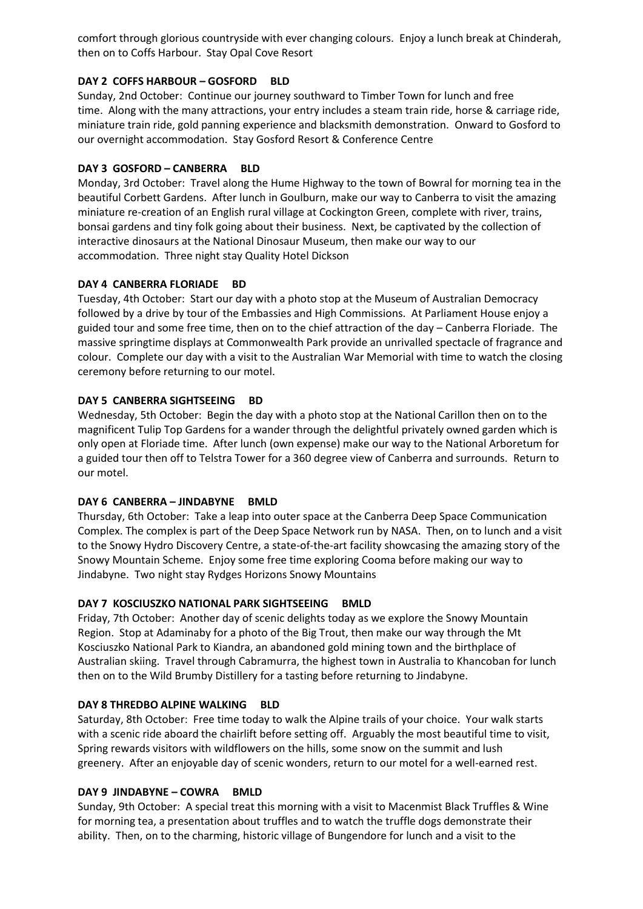comfort through glorious countryside with ever changing colours. Enjoy a lunch break at Chinderah, then on to Coffs Harbour. Stay Opal Cove Resort

**DAY 2 COFFS HARBOUR – GOSFORD BLD**

Sunday, 2nd October: Continue our journey southward to Timber Town for lunch and free time. Along with the many attractions, your entry includes a steam train ride, horse & carriage ride, miniature train ride, gold panning experience and blacksmith demonstration. Onward to Gosford to our overnight accommodation. Stay Gosford Resort & Conference Centre

**DAY 3 GOSFORD – CANBERRA BLD**

Monday, 3rd October: Travel along the Hume Highway to the town of Bowral for morning tea in the beautiful Corbett Gardens. After lunch in Goulburn, make our way to Canberra to visit the amazing miniature re-creation of an English rural village at Cockington Green, complete with river, trains, bonsai gardens and tiny folk going about their business. Next, be captivated by the collection of interactive dinosaurs at the National Dinosaur Museum, then make our way to our accommodation. Three night stay Quality Hotel Dickson

**DAY 4 CANBERRA FLORIADE BD**

Tuesday, 4th October: Start our day with a photo stop at the Museum of Australian Democracy followed by a drive by tour of the Embassies and High Commissions. At Parliament House enjoy a guided tour and some free time, then on to the chief attraction of the day – Canberra Floriade. The massive springtime displays at Commonwealth Park provide an unrivalled spectacle of fragrance and colour. Complete our day with a visit to the Australian War Memorial with time to watch the closing ceremony before returning to our motel.

**DAY 5 CANBERRA SIGHTSEEING BD**

Wednesday, 5th October: Begin the day with a photo stop at the National Carillon then on to the magnificent Tulip Top Gardens for a wander through the delightful privately owned garden which is only open at Floriade time. After lunch (own expense) make our way to the National Arboretum for a guided tour then off to Telstra Tower for a 360 degree view of Canberra and surrounds. Return to our motel.

**DAY 6 CANBERRA – JINDABYNE BMLD**

Thursday, 6th October: Take a leap into outer space at the Canberra Deep Space Communication Complex. The complex is part of the Deep Space Network run by NASA. Then, on to lunch and a visit to the Snowy Hydro Discovery Centre, a state-of-the-art facility showcasing the amazing story of the Snowy Mountain Scheme. Enjoy some free time exploring Cooma before making our way to Jindabyne. Two night stay Rydges Horizons Snowy Mountains

**DAY 7 KOSCIUSZKO NATIONAL PARK SIGHTSEEING BMLD**

Friday, 7th October: Another day of scenic delights today as we explore the Snowy Mountain Region. Stop at Adaminaby for a photo of the Big Trout, then make our way through the Mt Kosciuszko National Park to Kiandra, an abandoned gold mining town and the birthplace of Australian skiing. Travel through Cabramurra, the highest town in Australia to Khancoban for lunch then on to the Wild Brumby Distillery for a tasting before returning to Jindabyne.

**DAY 8 THREDBO ALPINE WALKING BLD**

Saturday, 8th October: Free time today to walk the Alpine trails of your choice. Your walk starts with a scenic ride aboard the chairlift before setting off. Arguably the most beautiful time to visit, Spring rewards visitors with wildflowers on the hills, some snow on the summit and lush greenery. After an enjoyable day of scenic wonders, return to our motel for a well-earned rest.

**DAY 9 JINDABYNE – COWRA BMLD**

Sunday, 9th October: A special treat this morning with a visit to Macenmist Black Truffles & Wine for morning tea, a presentation about truffles and to watch the truffle dogs demonstrate their ability. Then, on to the charming, historic village of Bungendore for lunch and a visit to the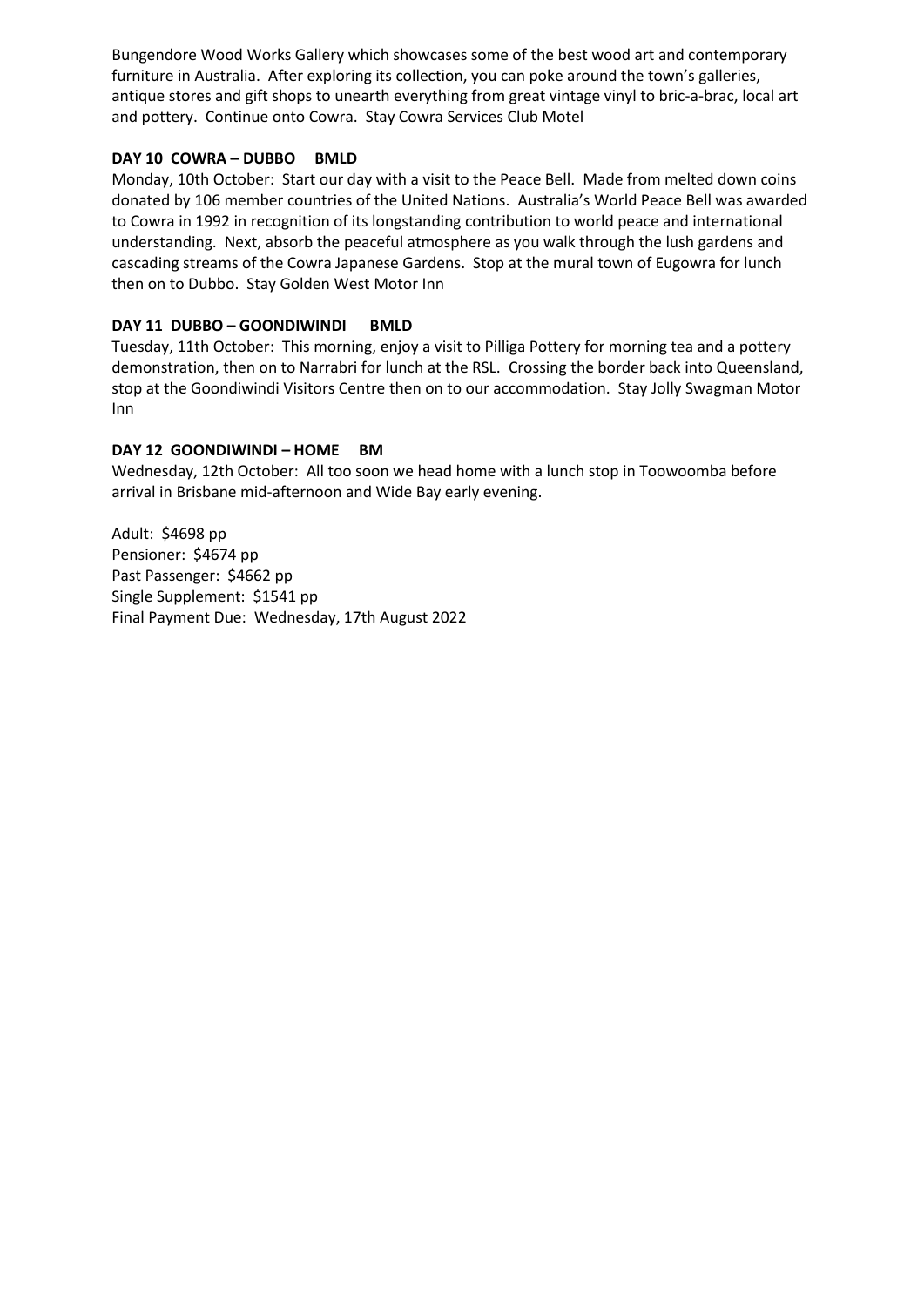Bungendore Wood Works Gallery which showcases some of the best wood art and contemporary furniture in Australia. After exploring its collection, you can poke around the town's galleries, antique stores and gift shops to unearth everything from great vintage vinyl to bric-a-brac, local art and pottery. Continue onto Cowra. Stay Cowra Services Club Motel

**DAY 10 COWRA – DUBBO BMLD**

Monday, 10th October: Start our day with a visit to the Peace Bell. Made from melted down coins donated by 106 member countries of the United Nations. Australia's World Peace Bell was awarded to Cowra in 1992 in recognition of its longstanding contribution to world peace and international understanding. Next, absorb the peaceful atmosphere as you walk through the lush gardens and cascading streams of the Cowra Japanese Gardens. Stop at the mural town of Eugowra for lunch then on to Dubbo. Stay Golden West Motor Inn

**DAY 11 DUBBO – GOONDIWINDI BMLD**

Tuesday, 11th October: This morning, enjoy a visit to Pilliga Pottery for morning tea and a pottery demonstration, then on to Narrabri for lunch at the RSL. Crossing the border back into Queensland, stop at the Goondiwindi Visitors Centre then on to our accommodation. Stay Jolly Swagman Motor Inn

**DAY 12 GOONDIWINDI – HOME BM**

Wednesday, 12th October: All too soon we head home with a lunch stop in Toowoomba before arrival in Brisbane mid-afternoon and Wide Bay early evening.

Adult: $4698 pp
Pensioner: $4674 pp
Past Passenger: $4662 pp
Single Supplement: $1541 pp
Final Payment Due: Wednesday, 17th August 2022